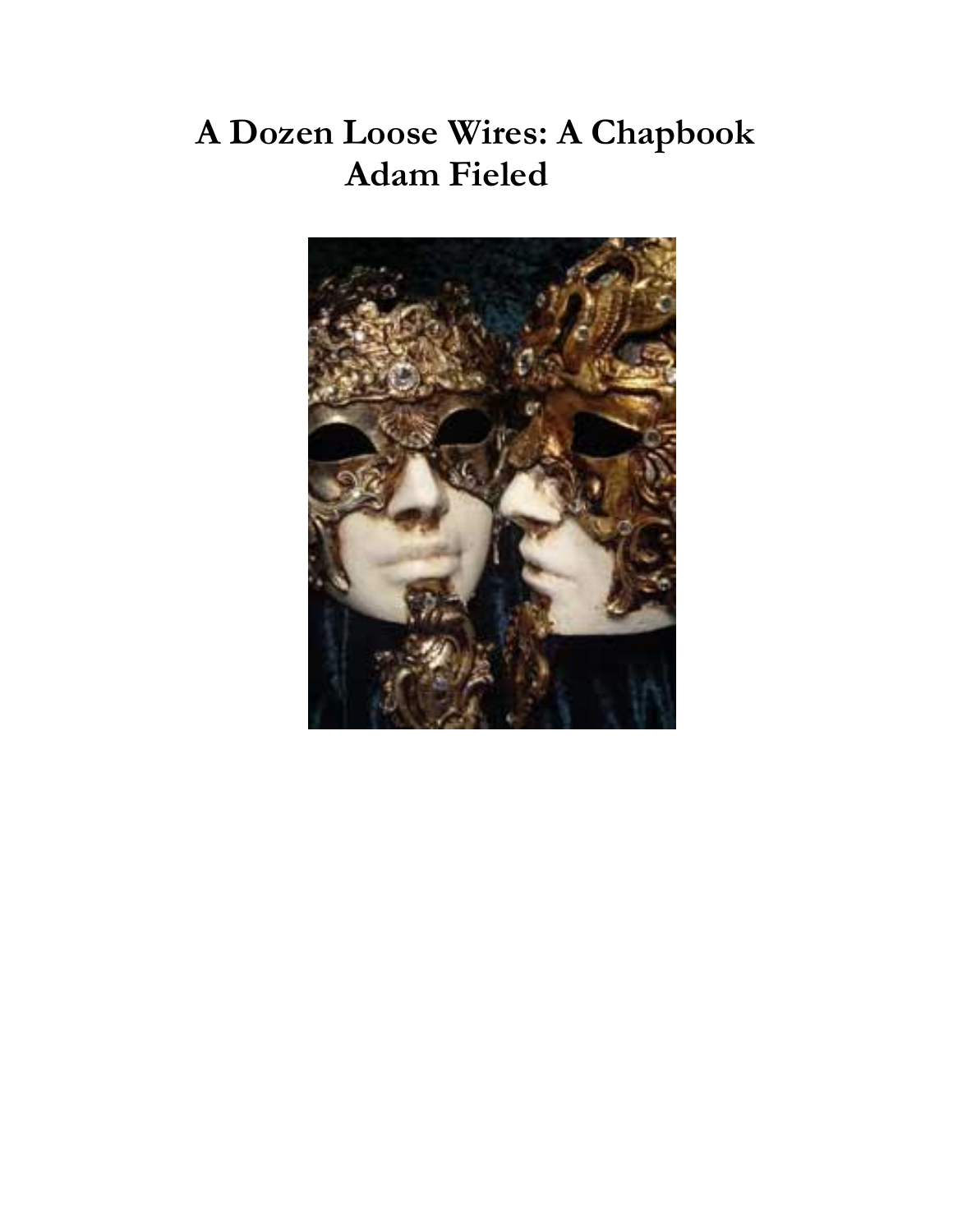# A Dozen Loose Wires: A Chapbook
## Adam Fieled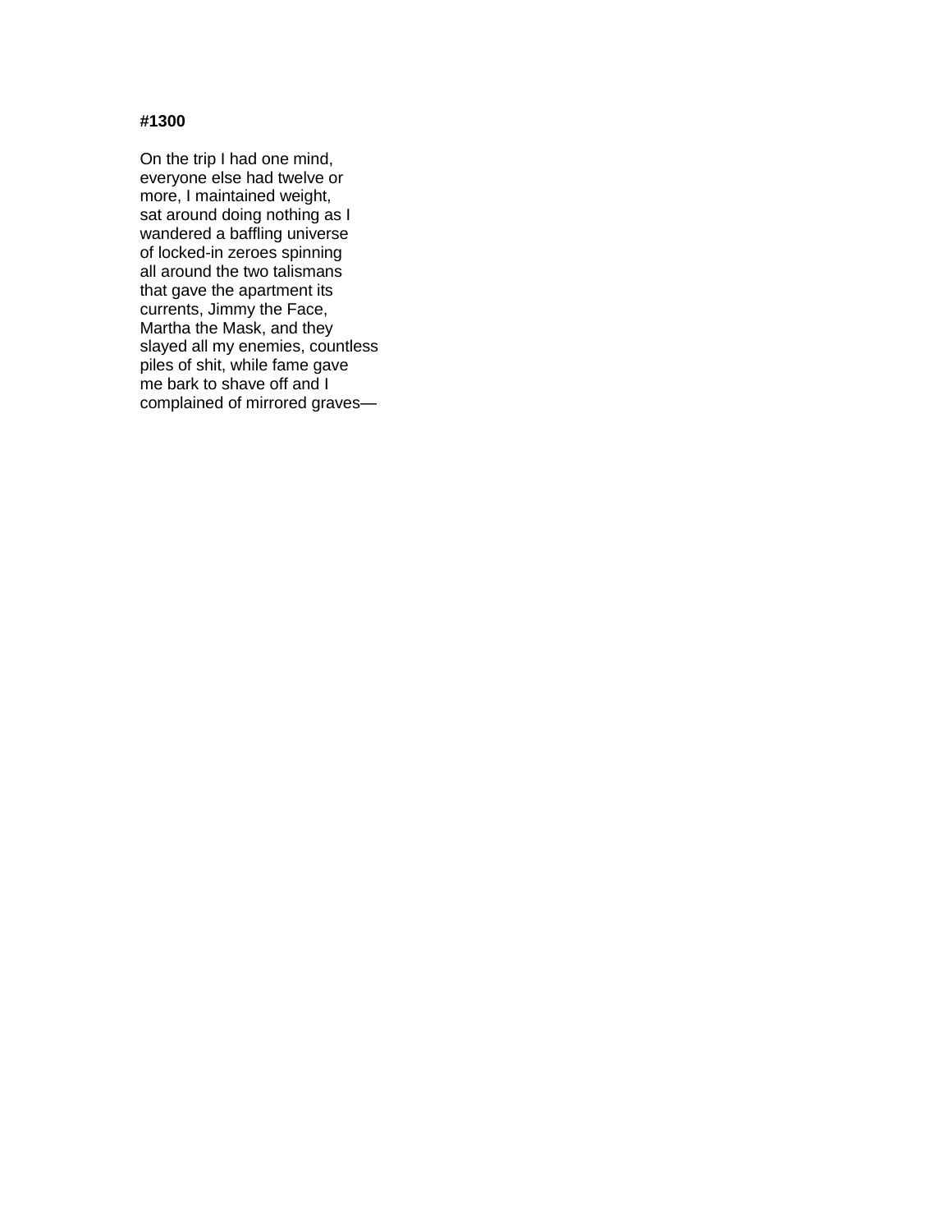**#1300**

On the trip I had one mind,  
everyone else had twelve or  
more, I maintained weight,  
sat around doing nothing as I  
wandered a baffling universe  
of locked-in zeroes spinning  
all around the two talismans  
that gave the apartment its  
currents, Jimmy the Face,  
Martha the Mask, and they  
slayed all my enemies, countless  
piles of shit, while fame gave  
me bark to shave off and I  
complained of mirrored graves—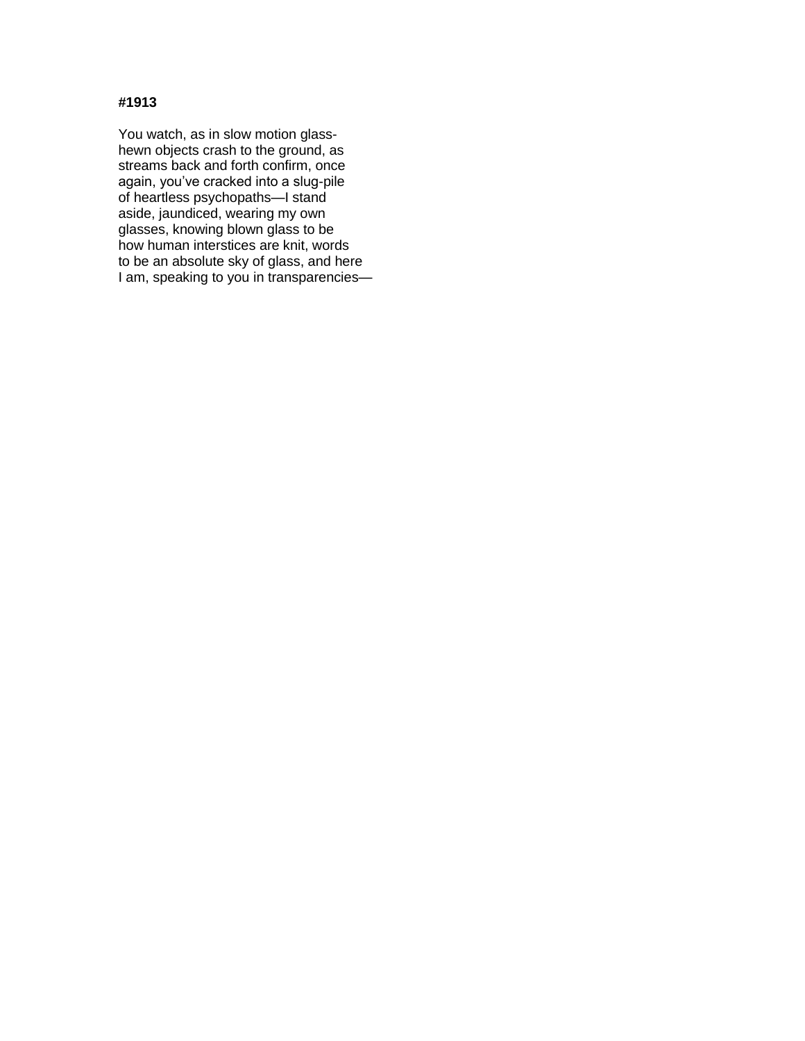**#1913**

You watch, as in slow motion glass-
hewn objects crash to the ground, as
streams back and forth confirm, once
again, you've cracked into a slug-pile
of heartless psychopaths—I stand
aside, jaundiced, wearing my own
glasses, knowing blown glass to be
how human interstices are knit, words
to be an absolute sky of glass, and here
I am, speaking to you in transparencies—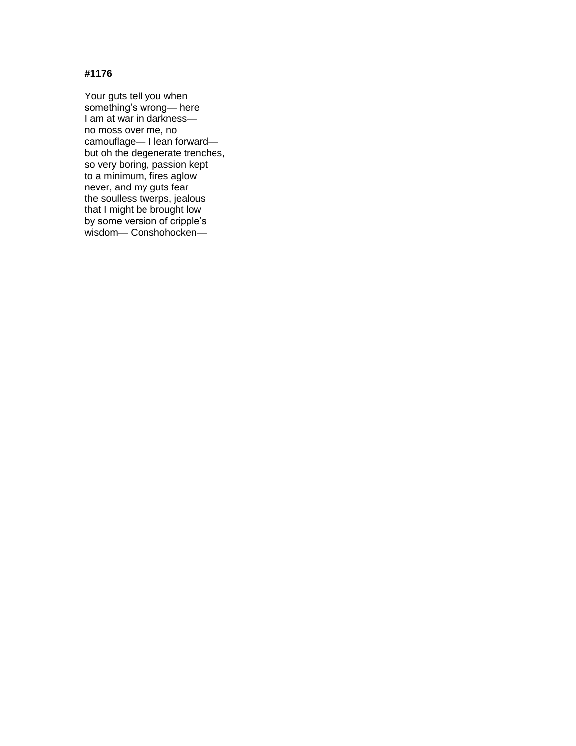**#1176**

Your guts tell you when  
something’s wrong— here  
I am at war in darkness—  
no moss over me, no  
camouflage— I lean forward—  
but oh the degenerate trenches,  
so very boring, passion kept  
to a minimum, fires aglow  
never, and my guts fear  
the soulless twerps, jealous  
that I might be brought low  
by some version of cripple’s  
wisdom— Conshohocken—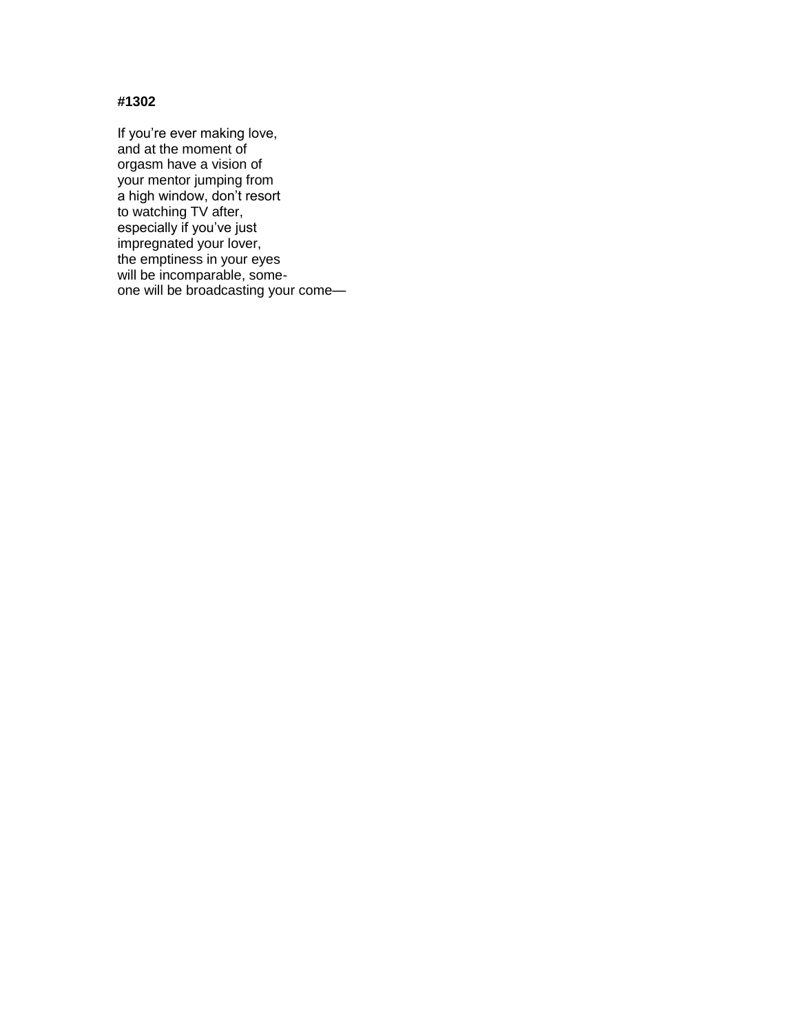**#1302**

If you're ever making love,
and at the moment of
orgasm have a vision of
your mentor jumping from
a high window, don't resort
to watching TV after,
especially if you've just
impregnated your lover,
the emptiness in your eyes
will be incomparable, some-
one will be broadcasting your come—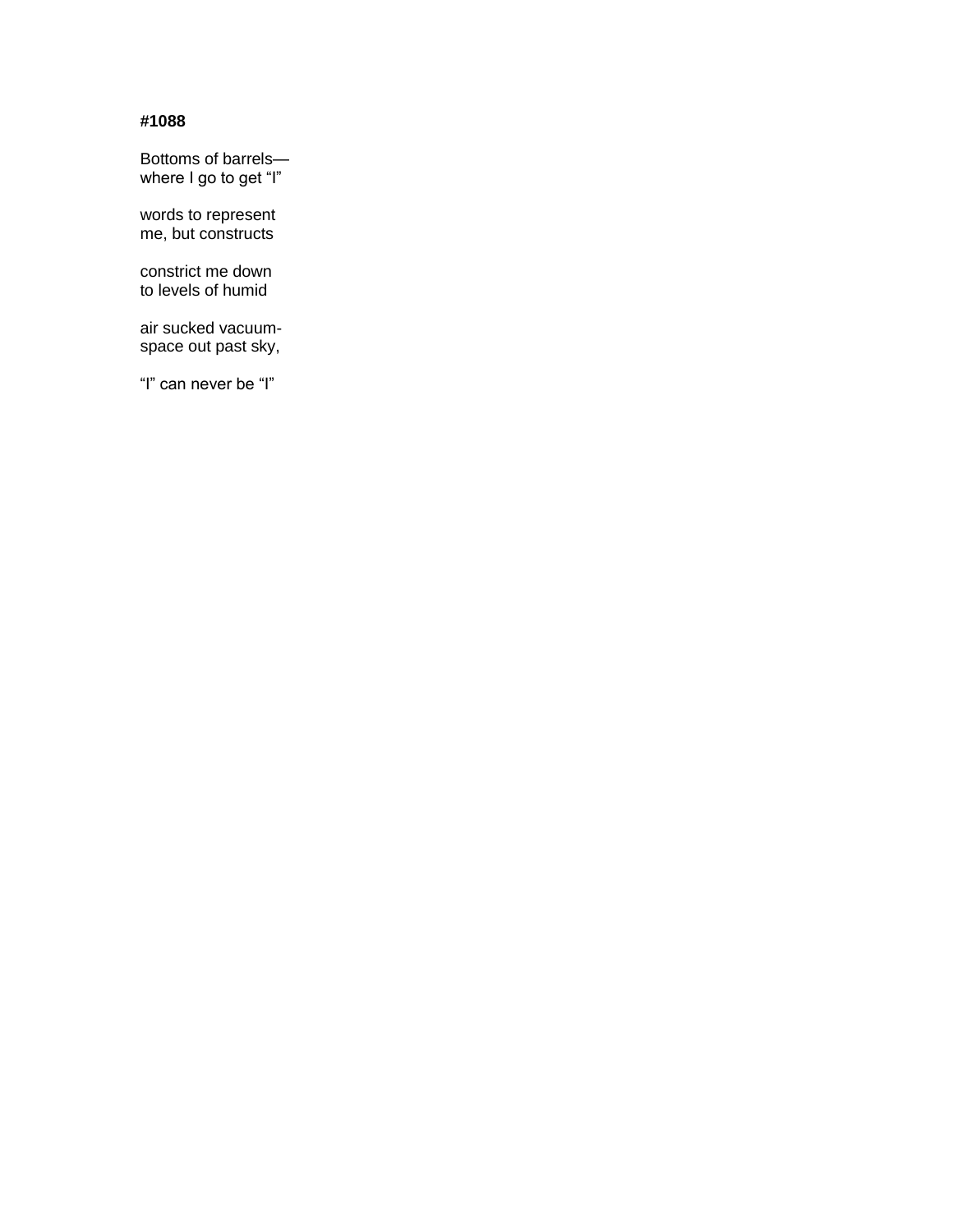**#1088**

Bottoms of barrels—
where I go to get "I"

words to represent
me, but constructs

constrict me down
to levels of humid

air sucked vacuum-
space out past sky,

"I" can never be "I"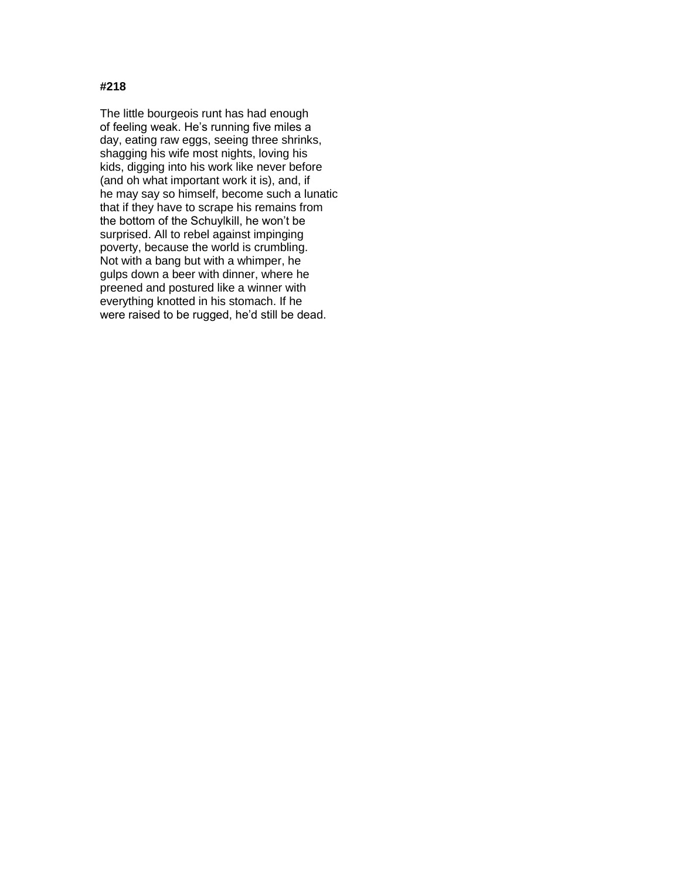**#218**

The little bourgeois runt has had enough
of feeling weak. He's running five miles a
day, eating raw eggs, seeing three shrinks,
shagging his wife most nights, loving his
kids, digging into his work like never before
(and oh what important work it is), and, if
he may say so himself, become such a lunatic
that if they have to scrape his remains from
the bottom of the Schuylkill, he won't be
surprised. All to rebel against impinging
poverty, because the world is crumbling.
Not with a bang but with a whimper, he
gulps down a beer with dinner, where he
preened and postured like a winner with
everything knotted in his stomach. If he
were raised to be rugged, he'd still be dead.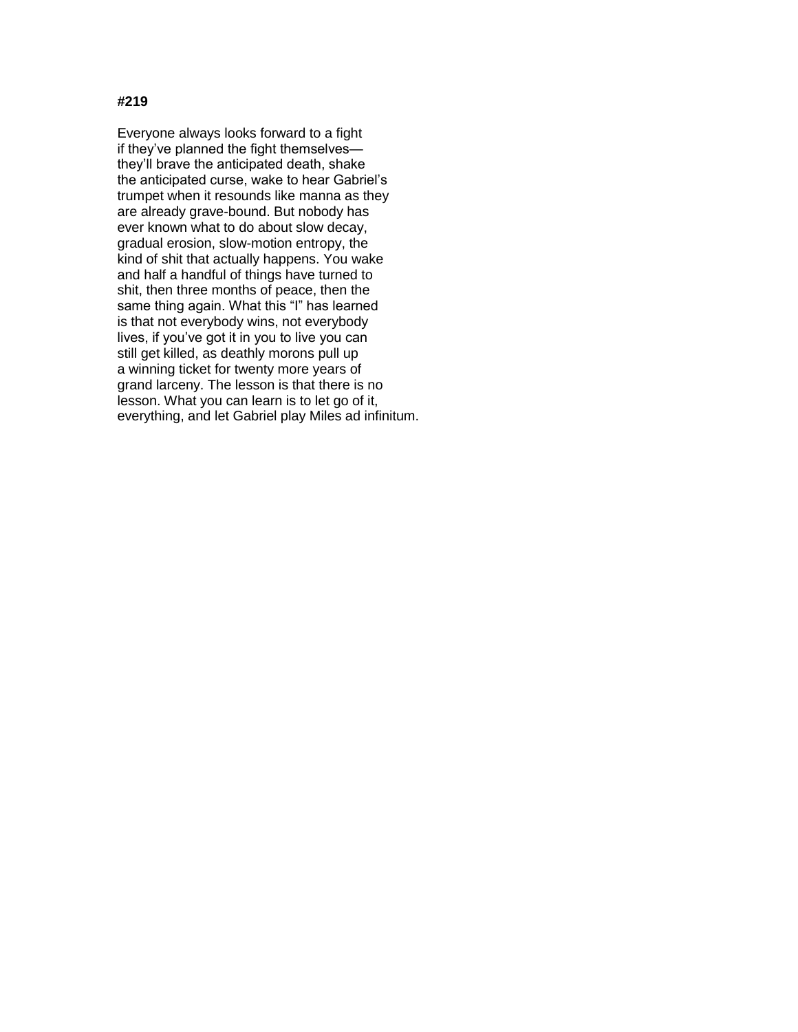**#219**

Everyone always looks forward to a fight
if they've planned the fight themselves—
they'll brave the anticipated death, shake
the anticipated curse, wake to hear Gabriel's
trumpet when it resounds like manna as they
are already grave-bound. But nobody has
ever known what to do about slow decay,
gradual erosion, slow-motion entropy, the
kind of shit that actually happens. You wake
and half a handful of things have turned to
shit, then three months of peace, then the
same thing again. What this "I" has learned
is that not everybody wins, not everybody
lives, if you've got it in you to live you can
still get killed, as deathly morons pull up
a winning ticket for twenty more years of
grand larceny. The lesson is that there is no
lesson. What you can learn is to let go of it,
everything, and let Gabriel play Miles ad infinitum.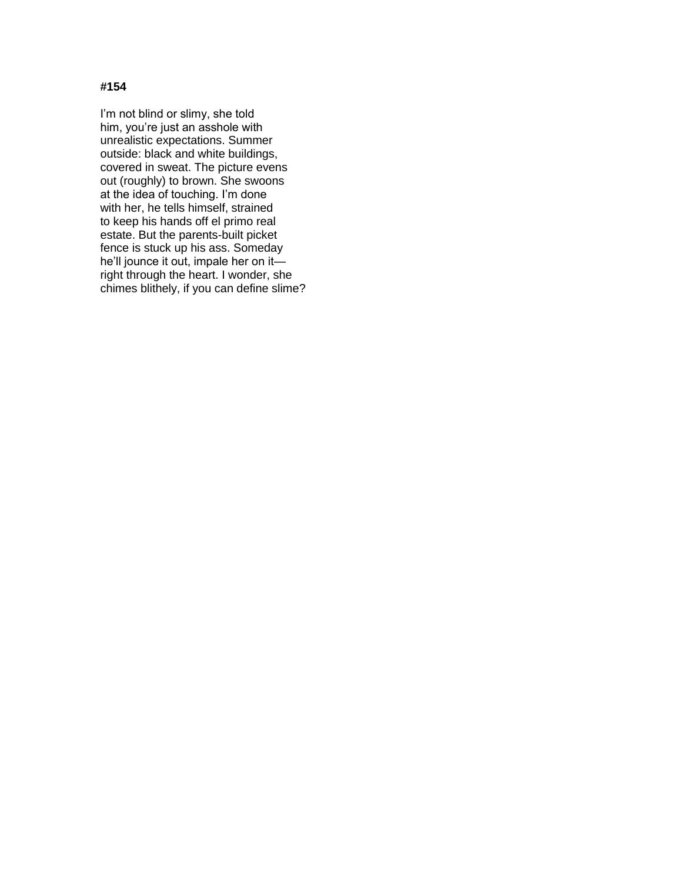**#154**

I'm not blind or slimy, she told
him, you're just an asshole with
unrealistic expectations. Summer
outside: black and white buildings,
covered in sweat. The picture evens
out (roughly) to brown. She swoons
at the idea of touching. I'm done
with her, he tells himself, strained
to keep his hands off el primo real
estate. But the parents-built picket
fence is stuck up his ass. Someday
he'll jounce it out, impale her on it—
right through the heart. I wonder, she
chimes blithely, if you can define slime?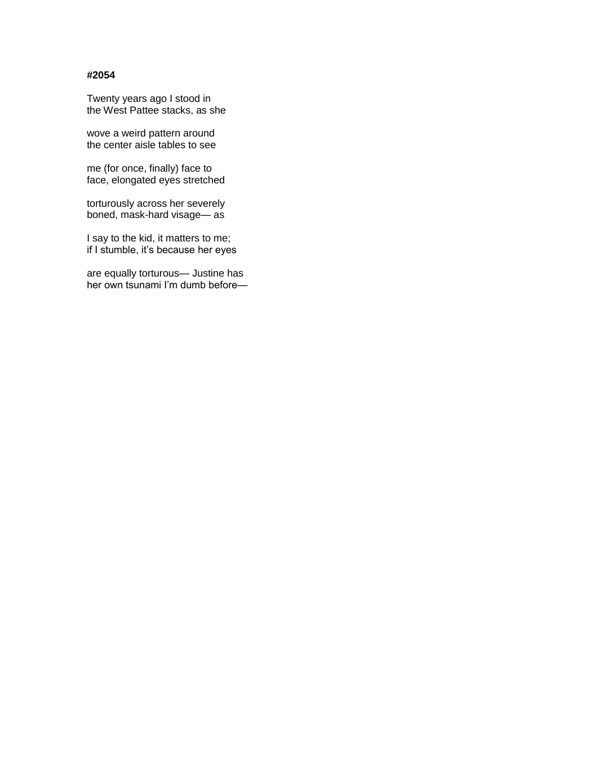**#2054**

Twenty years ago I stood in
the West Pattee stacks, as she

wove a weird pattern around
the center aisle tables to see

me (for once, finally) face to
face, elongated eyes stretched

torturously across her severely
boned, mask-hard visage— as

I say to the kid, it matters to me;
if I stumble, it's because her eyes

are equally torturous— Justine has
her own tsunami I'm dumb before—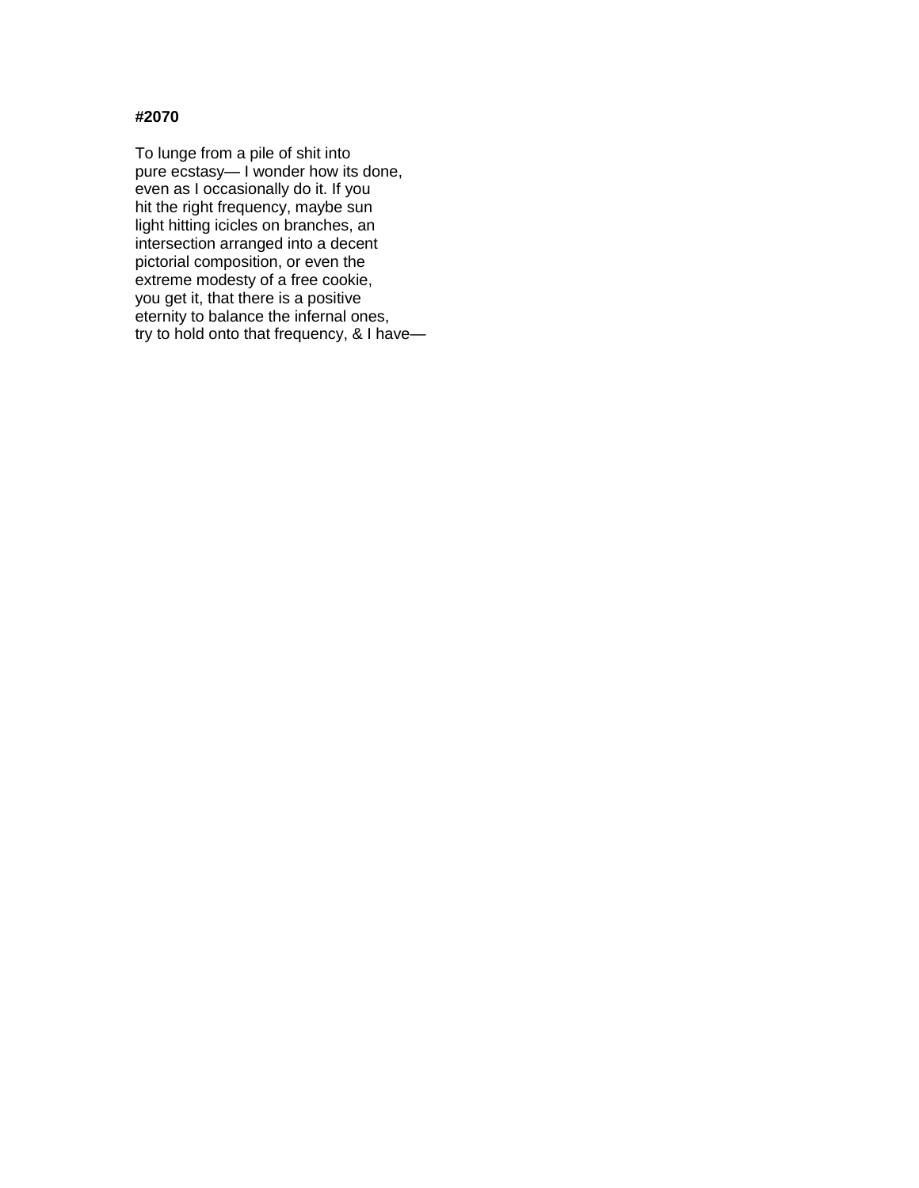**#2070**

To lunge from a pile of shit into  
pure ecstasy— I wonder how its done,  
even as I occasionally do it. If you  
hit the right frequency, maybe sun  
light hitting icicles on branches, an  
intersection arranged into a decent  
pictorial composition, or even the  
extreme modesty of a free cookie,  
you get it, that there is a positive  
eternity to balance the infernal ones,  
try to hold onto that frequency, & I have—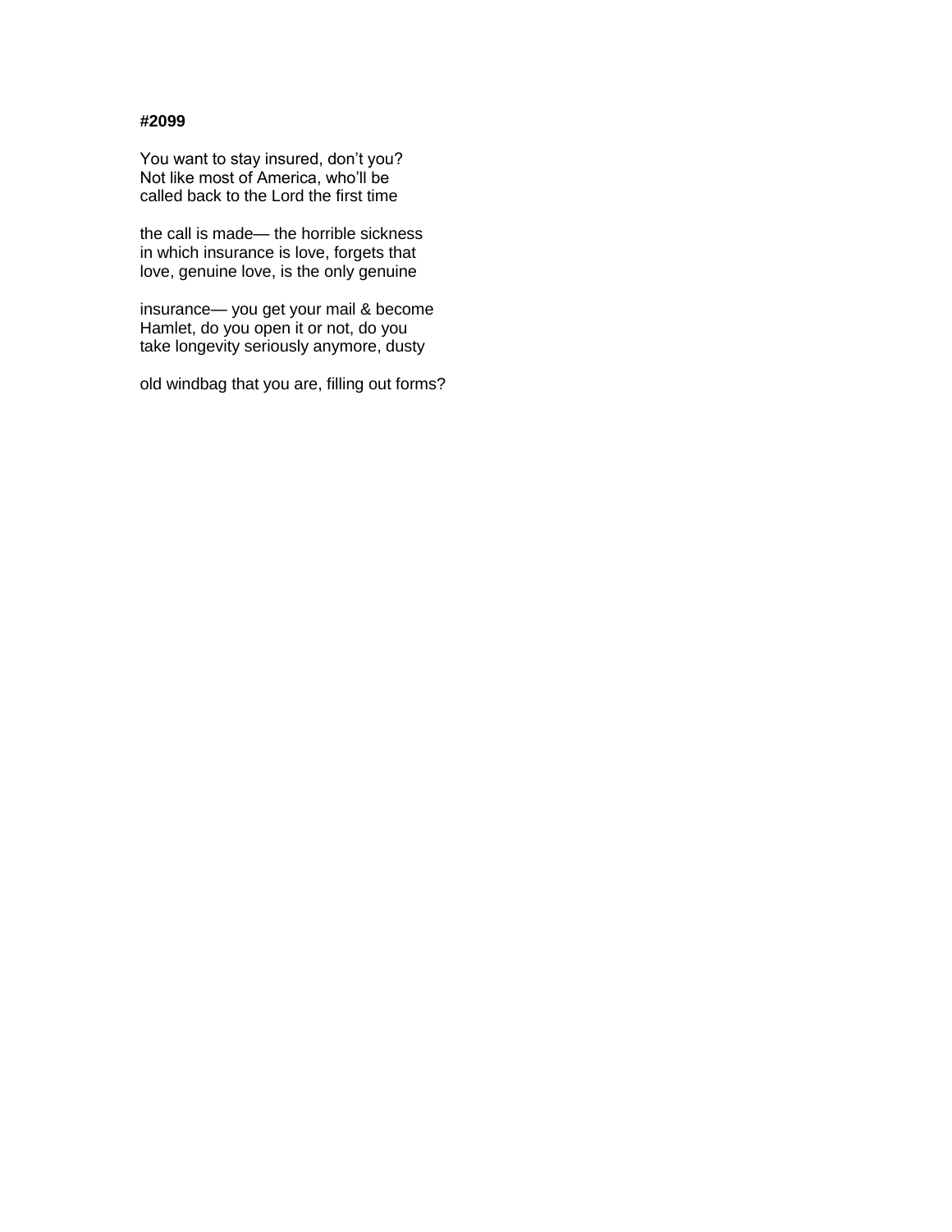**#2099**

You want to stay insured, don't you?
Not like most of America, who'll be
called back to the Lord the first time

the call is made— the horrible sickness
in which insurance is love, forgets that
love, genuine love, is the only genuine

insurance— you get your mail & become
Hamlet, do you open it or not, do you
take longevity seriously anymore, dusty

old windbag that you are, filling out forms?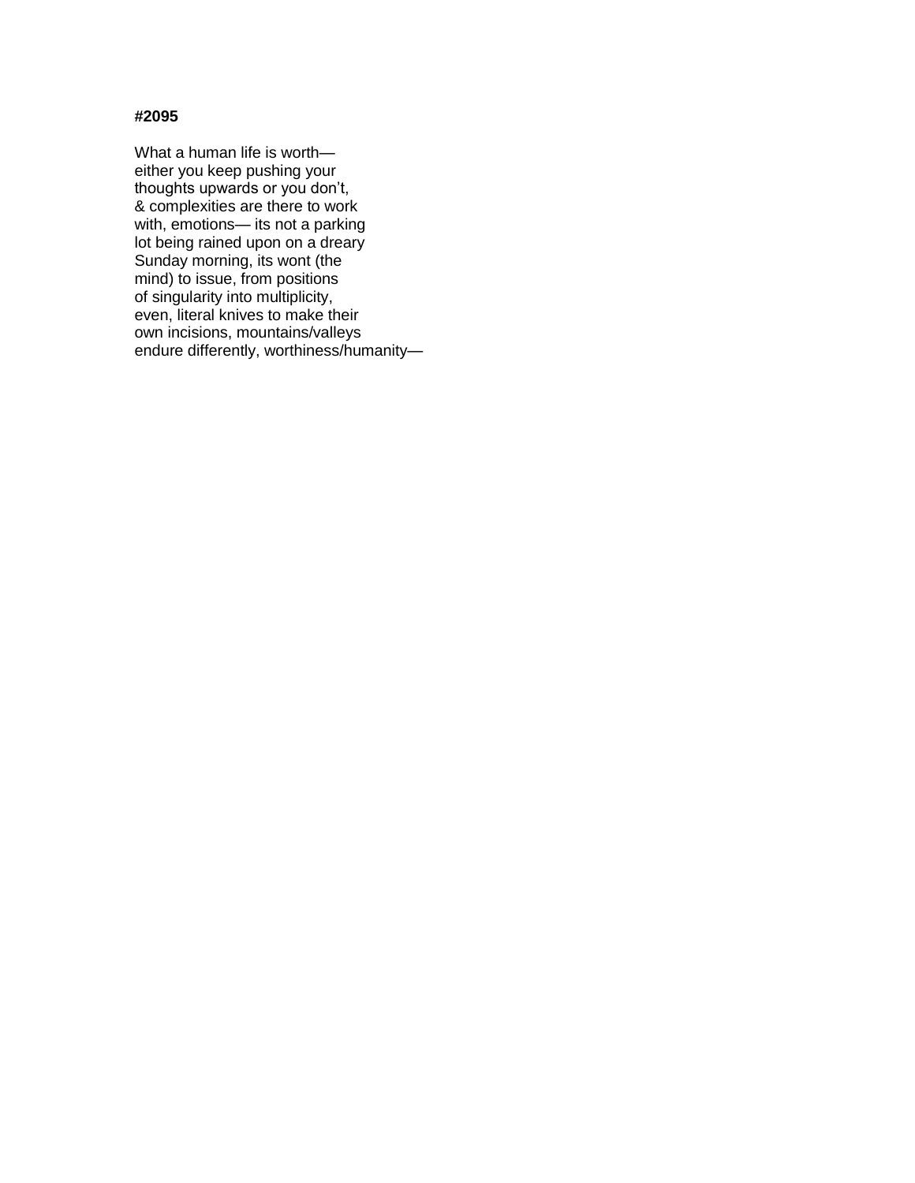**#2095**

What a human life is worth—  
either you keep pushing your  
thoughts upwards or you don't,  
& complexities are there to work  
with, emotions— its not a parking  
lot being rained upon on a dreary  
Sunday morning, its wont (the  
mind) to issue, from positions  
of singularity into multiplicity,  
even, literal knives to make their  
own incisions, mountains/valleys  
endure differently, worthiness/humanity—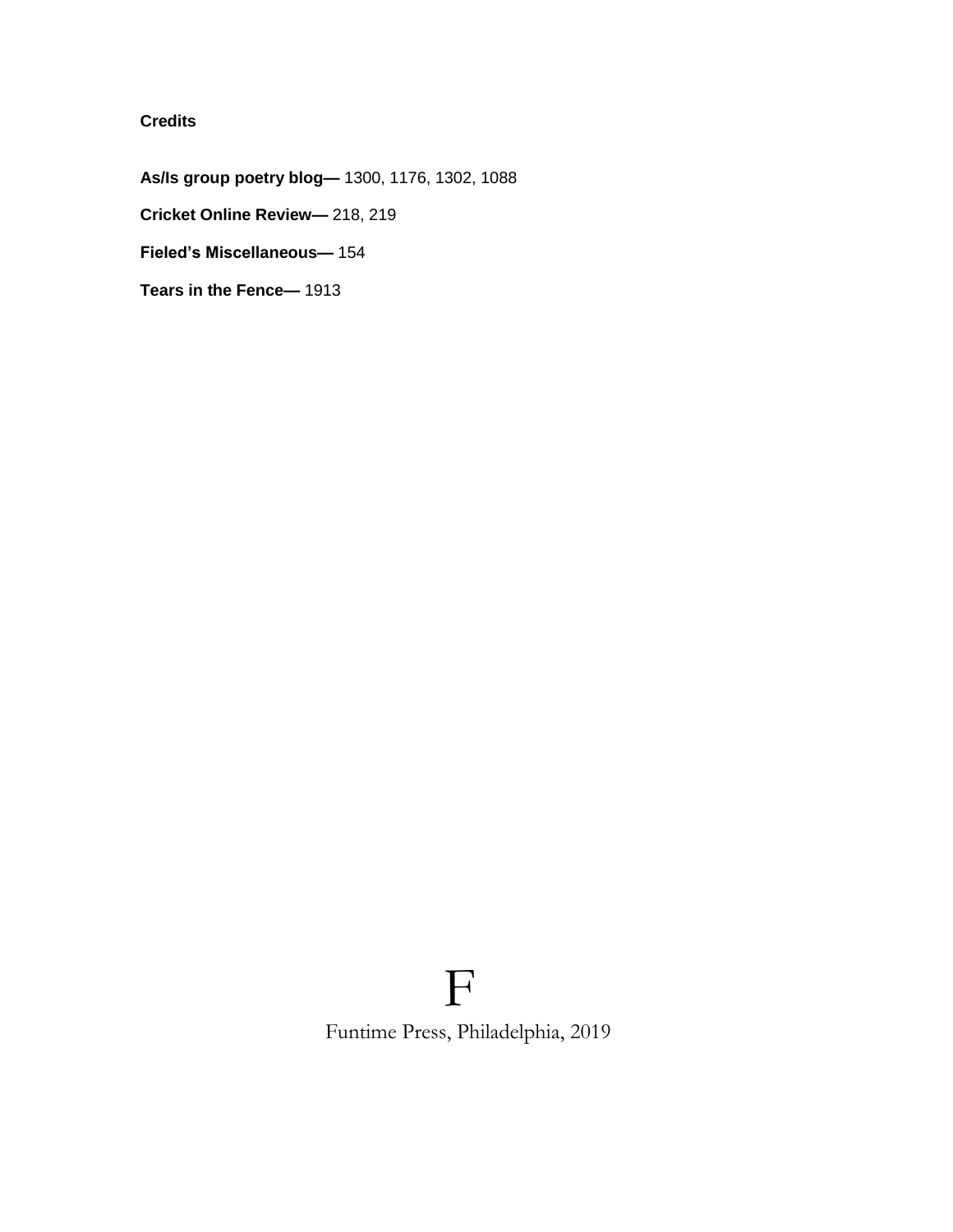**Credits**

**As/Is group poetry blog—** 1300, 1176, 1302, 1088

**Cricket Online Review—** 218, 219

**Fieled's Miscellaneous—** 154

**Tears in the Fence—** 1913

F

Funtime Press, Philadelphia, 2019